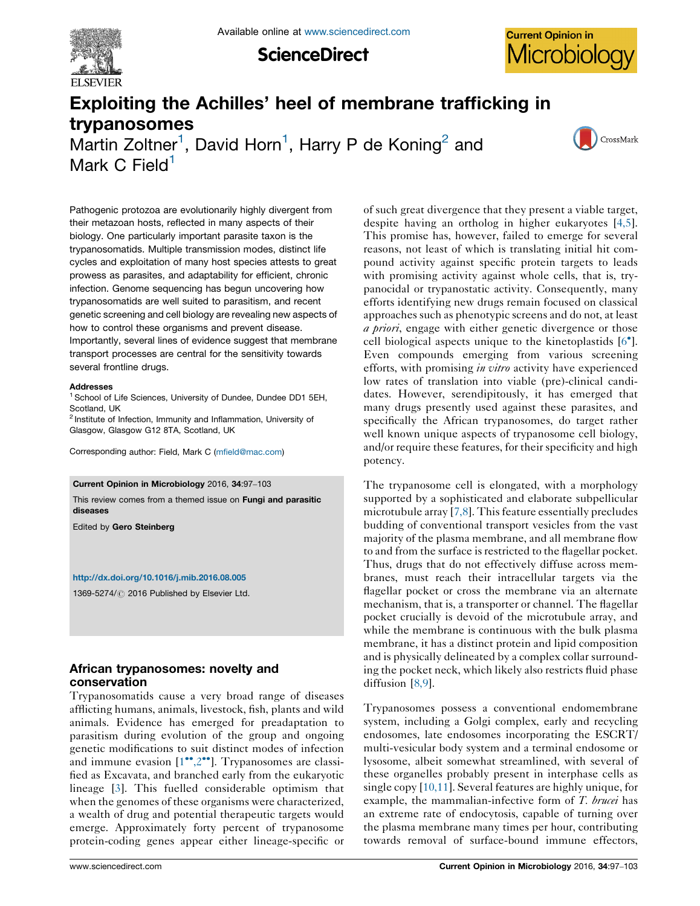# Exploiting the Achilles' heel of membrane trafficking in trypanosomes

Martin Zoltner[1], David Horn[1], Harry P de Koning[2] and Mark C Field[1]

Pathogenic protozoa are evolutionarily highly divergent from their metazoan hosts, reflected in many aspects of their biology. One particularly important parasite taxon is the trypanosomatids. Multiple transmission modes, distinct life cycles and exploitation of many host species attests to great prowess as parasites, and adaptability for efficient, chronic infection. Genome sequencing has begun uncovering how trypanosomatids are well suited to parasitism, and recent genetic screening and cell biology are revealing new aspects of how to control these organisms and prevent disease. Importantly, several lines of evidence suggest that membrane transport processes are central for the sensitivity towards several frontline drugs.

**Addresses**

[1] School of Life Sciences, University of Dundee, Dundee DD1 5EH, Scotland, UK

[2] Institute of Infection, Immunity and Inflammation, University of Glasgow, Glasgow G12 8TA, Scotland, UK

Corresponding author: Field, Mark C (mfield@mac.com)

**Current Opinion in Microbiology** 2016, **34**:97–103

This review comes from a themed issue on **Fungi and parasitic diseases**

Edited by **Gero Steinberg**

http://dx.doi.org/10.1016/j.mib.2016.08.005

1369-5274/© 2016 Published by Elsevier Ltd.

## African trypanosomes: novelty and conservation

Trypanosomatids cause a very broad range of diseases afflicting humans, animals, livestock, fish, plants and wild animals. Evidence has emerged for preadaptation to parasitism during evolution of the group and ongoing genetic modifications to suit distinct modes of infection and immune evasion [1••,2••]. Trypanosomes are classified as Excavata, and branched early from the eukaryotic lineage [3]. This fuelled considerable optimism that when the genomes of these organisms were characterized, a wealth of drug and potential therapeutic targets would emerge. Approximately forty percent of trypanosome protein-coding genes appear either lineage-specific or of such great divergence that they present a viable target, despite having an ortholog in higher eukaryotes [4,5]. This promise has, however, failed to emerge for several reasons, not least of which is translating initial hit compound activity against specific protein targets to leads with promising activity against whole cells, that is, trypanocidal or trypanostatic activity. Consequently, many efforts identifying new drugs remain focused on classical approaches such as phenotypic screens and do not, at least *a priori*, engage with either genetic divergence or those cell biological aspects unique to the kinetoplastids [6•]. Even compounds emerging from various screening efforts, with promising *in vitro* activity have experienced low rates of translation into viable (pre)-clinical candidates. However, serendipitously, it has emerged that many drugs presently used against these parasites, and specifically the African trypanosomes, do target rather well known unique aspects of trypanosome cell biology, and/or require these features, for their specificity and high potency.

The trypanosome cell is elongated, with a morphology supported by a sophisticated and elaborate subpellicular microtubule array [7,8]. This feature essentially precludes budding of conventional transport vesicles from the vast majority of the plasma membrane, and all membrane flow to and from the surface is restricted to the flagellar pocket. Thus, drugs that do not effectively diffuse across membranes, must reach their intracellular targets via the flagellar pocket or cross the membrane via an alternate mechanism, that is, a transporter or channel. The flagellar pocket crucially is devoid of the microtubule array, and while the membrane is continuous with the bulk plasma membrane, it has a distinct protein and lipid composition and is physically delineated by a complex collar surrounding the pocket neck, which likely also restricts fluid phase diffusion [8,9].

Trypanosomes possess a conventional endomembrane system, including a Golgi complex, early and recycling endosomes, late endosomes incorporating the ESCRT/multi-vesicular body system and a terminal endosome or lysosome, albeit somewhat streamlined, with several of these organelles probably present in interphase cells as single copy [10,11]. Several features are highly unique, for example, the mammalian-infective form of *T. brucei* has an extreme rate of endocytosis, capable of turning over the plasma membrane many times per hour, contributing towards removal of surface-bound immune effectors,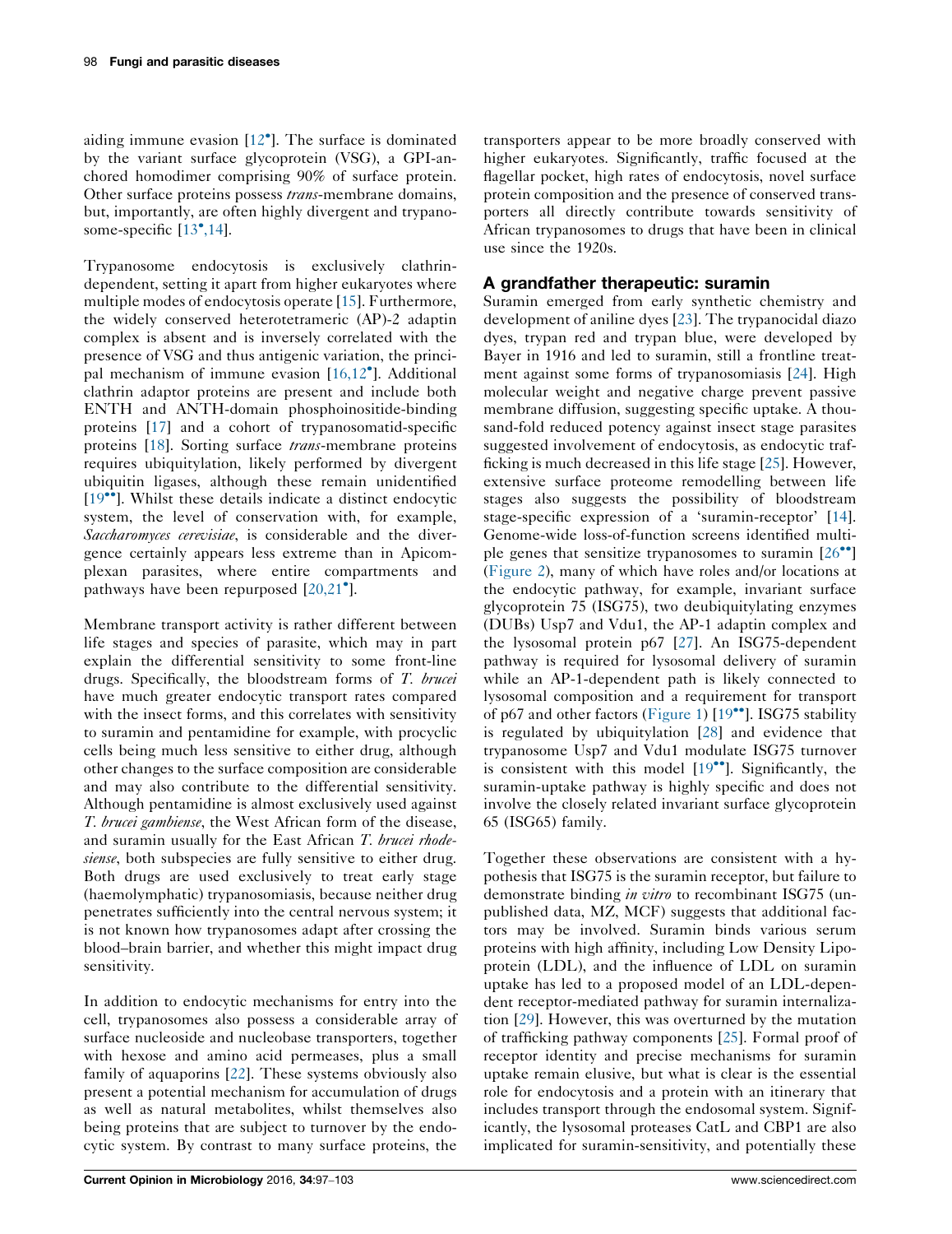aiding immune evasion [12•]. The surface is dominated by the variant surface glycoprotein (VSG), a GPI-anchored homodimer comprising 90% of surface protein. Other surface proteins possess *trans*-membrane domains, but, importantly, are often highly divergent and trypanosome-specific [13•,14].

Trypanosome endocytosis is exclusively clathrin-dependent, setting it apart from higher eukaryotes where multiple modes of endocytosis operate [15]. Furthermore, the widely conserved heterotetrameric (AP)-2 adaptin complex is absent and is inversely correlated with the presence of VSG and thus antigenic variation, the principal mechanism of immune evasion [16,12•]. Additional clathrin adaptor proteins are present and include both ENTH and ANTH-domain phosphoinositide-binding proteins [17] and a cohort of trypanosomatid-specific proteins [18]. Sorting surface *trans*-membrane proteins requires ubiquitylation, likely performed by divergent ubiquitin ligases, although these remain unidentified [19••]. Whilst these details indicate a distinct endocytic system, the level of conservation with, for example, *Saccharomyces cerevisiae*, is considerable and the divergence certainly appears less extreme than in Apicomplexan parasites, where entire compartments and pathways have been repurposed [20,21•].

Membrane transport activity is rather different between life stages and species of parasite, which may in part explain the differential sensitivity to some front-line drugs. Specifically, the bloodstream forms of *T. brucei* have much greater endocytic transport rates compared with the insect forms, and this correlates with sensitivity to suramin and pentamidine for example, with procyclic cells being much less sensitive to either drug, although other changes to the surface composition are considerable and may also contribute to the differential sensitivity. Although pentamidine is almost exclusively used against *T. brucei gambiense*, the West African form of the disease, and suramin usually for the East African *T. brucei rhodesiense*, both subspecies are fully sensitive to either drug. Both drugs are used exclusively to treat early stage (haemolymphatic) trypanosomiasis, because neither drug penetrates sufficiently into the central nervous system; it is not known how trypanosomes adapt after crossing the blood–brain barrier, and whether this might impact drug sensitivity.

In addition to endocytic mechanisms for entry into the cell, trypanosomes also possess a considerable array of surface nucleoside and nucleobase transporters, together with hexose and amino acid permeases, plus a small family of aquaporins [22]. These systems obviously also present a potential mechanism for accumulation of drugs as well as natural metabolites, whilst themselves also being proteins that are subject to turnover by the endocytic system. By contrast to many surface proteins, the transporters appear to be more broadly conserved with higher eukaryotes. Significantly, traffic focused at the flagellar pocket, high rates of endocytosis, novel surface protein composition and the presence of conserved transporters all directly contribute towards sensitivity of African trypanosomes to drugs that have been in clinical use since the 1920s.

## A grandfather therapeutic: suramin

Suramin emerged from early synthetic chemistry and development of aniline dyes [23]. The trypanocidal diazo dyes, trypan red and trypan blue, were developed by Bayer in 1916 and led to suramin, still a frontline treatment against some forms of trypanosomiasis [24]. High molecular weight and negative charge prevent passive membrane diffusion, suggesting specific uptake. A thousand-fold reduced potency against insect stage parasites suggested involvement of endocytosis, as endocytic trafficking is much decreased in this life stage [25]. However, extensive surface proteome remodelling between life stages also suggests the possibility of bloodstream stage-specific expression of a 'suramin-receptor' [14]. Genome-wide loss-of-function screens identified multiple genes that sensitize trypanosomes to suramin [26••] (Figure 2), many of which have roles and/or locations at the endocytic pathway, for example, invariant surface glycoprotein 75 (ISG75), two deubiquitylating enzymes (DUBs) Usp7 and Vdu1, the AP-1 adaptin complex and the lysosomal protein p67 [27]. An ISG75-dependent pathway is required for lysosomal delivery of suramin while an AP-1-dependent path is likely connected to lysosomal composition and a requirement for transport of p67 and other factors (Figure 1) [19••]. ISG75 stability is regulated by ubiquitylation [28] and evidence that trypanosome Usp7 and Vdu1 modulate ISG75 turnover is consistent with this model [19••]. Significantly, the suramin-uptake pathway is highly specific and does not involve the closely related invariant surface glycoprotein 65 (ISG65) family.

Together these observations are consistent with a hypothesis that ISG75 is the suramin receptor, but failure to demonstrate binding *in vitro* to recombinant ISG75 (unpublished data, MZ, MCF) suggests that additional factors may be involved. Suramin binds various serum proteins with high affinity, including Low Density Lipoprotein (LDL), and the influence of LDL on suramin uptake has led to a proposed model of an LDL-dependent receptor-mediated pathway for suramin internalization [29]. However, this was overturned by the mutation of trafficking pathway components [25]. Formal proof of receptor identity and precise mechanisms for suramin uptake remain elusive, but what is clear is the essential role for endocytosis and a protein with an itinerary that includes transport through the endosomal system. Significantly, the lysosomal proteases CatL and CBP1 are also implicated for suramin-sensitivity, and potentially these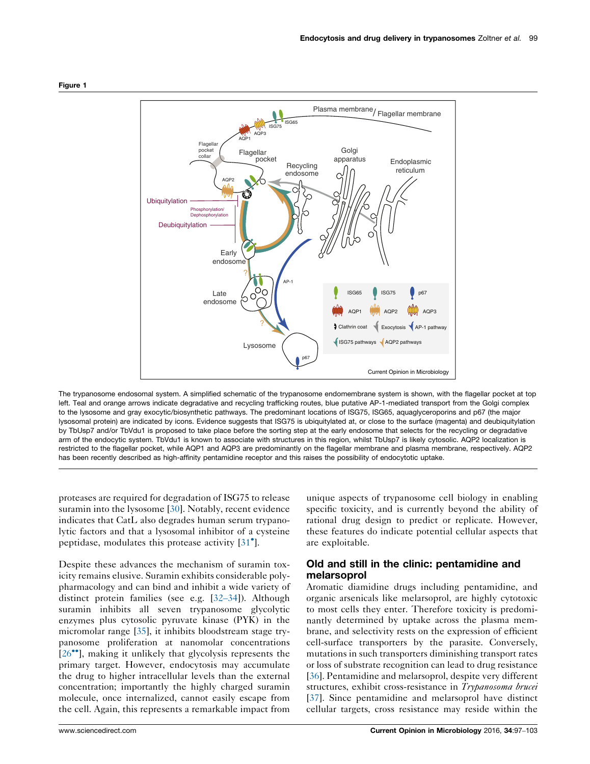**Figure 1**

The trypanosome endosomal system. A simplified schematic of the trypanosome endomembrane system is shown, with the flagellar pocket at top left. Teal and orange arrows indicate degradative and recycling trafficking routes, blue putative AP-1-mediated transport from the Golgi complex to the lysosome and gray exocytic/biosynthetic pathways. The predominant locations of ISG75, ISG65, aquaglyceroporins and p67 (the major lysosomal protein) are indicated by icons. Evidence suggests that ISG75 is ubiquitylated at, or close to the surface (magenta) and deubiquitylation by TbUsp7 and/or TbVdu1 is proposed to take place before the sorting step at the early endosome that selects for the recycling or degradative arm of the endocytic system. TbVdu1 is known to associate with structures in this region, whilst TbUsp7 is likely cytosolic. AQP2 localization is restricted to the flagellar pocket, while AQP1 and AQP3 are predominantly on the flagellar membrane and plasma membrane, respectively. AQP2 has been recently described as high-affinity pentamidine receptor and this raises the possibility of endocytotic uptake.

proteases are required for degradation of ISG75 to release suramin into the lysosome [30]. Notably, recent evidence indicates that CatL also degrades human serum trypanolytic factors and that a lysosomal inhibitor of a cysteine peptidase, modulates this protease activity [31•].

Despite these advances the mechanism of suramin toxicity remains elusive. Suramin exhibits considerable polypharmacology and can bind and inhibit a wide variety of distinct protein families (see e.g. [32–34]). Although suramin inhibits all seven trypanosome glycolytic enzymes plus cytosolic pyruvate kinase (PYK) in the micromolar range [35], it inhibits bloodstream stage trypanosome proliferation at nanomolar concentrations [26••], making it unlikely that glycolysis represents the primary target. However, endocytosis may accumulate the drug to higher intracellular levels than the external concentration; importantly the highly charged suramin molecule, once internalized, cannot easily escape from the cell. Again, this represents a remarkable impact from unique aspects of trypanosome cell biology in enabling specific toxicity, and is currently beyond the ability of rational drug design to predict or replicate. However, these features do indicate potential cellular aspects that are exploitable.

## Old and still in the clinic: pentamidine and melarsoprol

Aromatic diamidine drugs including pentamidine, and organic arsenicals like melarsoprol, are highly cytotoxic to most cells they enter. Therefore toxicity is predominantly determined by uptake across the plasma membrane, and selectivity rests on the expression of efficient cell-surface transporters by the parasite. Conversely, mutations in such transporters diminishing transport rates or loss of substrate recognition can lead to drug resistance [36]. Pentamidine and melarsoprol, despite very different structures, exhibit cross-resistance in *Trypanosoma brucei* [37]. Since pentamidine and melarsoprol have distinct cellular targets, cross resistance may reside within the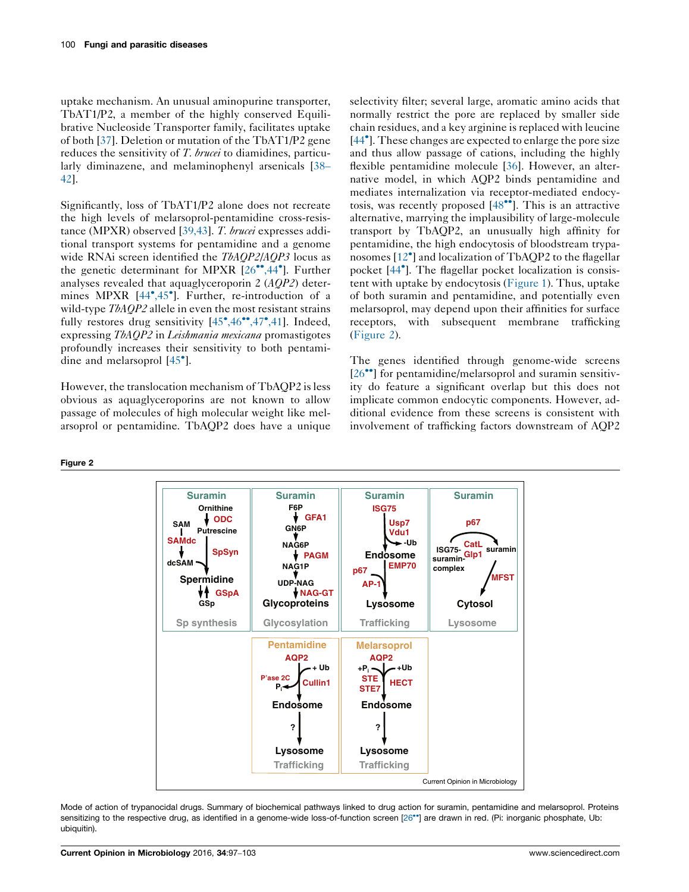uptake mechanism. An unusual aminopurine transporter, TbAT1/P2, a member of the highly conserved Equilibrative Nucleoside Transporter family, facilitates uptake of both [37]. Deletion or mutation of the TbAT1/P2 gene reduces the sensitivity of *T. brucei* to diamidines, particularly diminazene, and melaminophenyl arsenicals [38–42].

Significantly, loss of TbAT1/P2 alone does not recreate the high levels of melarsoprol-pentamidine cross-resistance (MPXR) observed [39,43]. *T. brucei* expresses additional transport systems for pentamidine and a genome wide RNAi screen identified the *TbAQP2/AQP3* locus as the genetic determinant for MPXR [26••,44•]. Further analyses revealed that aquaglyceroporin 2 (*AQP2*) determines MPXR [44•,45•]. Further, re-introduction of a wild-type *TbAQP2* allele in even the most resistant strains fully restores drug sensitivity [45•,46••,47•,41]. Indeed, expressing *TbAQP2* in *Leishmania mexicana* promastigotes profoundly increases their sensitivity to both pentamidine and melarsoprol [45•].

However, the translocation mechanism of TbAQP2 is less obvious as aquaglyceroporins are not known to allow passage of molecules of high molecular weight like melarsoprol or pentamidine. TbAQP2 does have a unique selectivity filter; several large, aromatic amino acids that normally restrict the pore are replaced by smaller side chain residues, and a key arginine is replaced with leucine [44•]. These changes are expected to enlarge the pore size and thus allow passage of cations, including the highly flexible pentamidine molecule [36]. However, an alternative model, in which AQP2 binds pentamidine and mediates internalization via receptor-mediated endocytosis, was recently proposed [48••]. This is an attractive alternative, marrying the implausibility of large-molecule transport by TbAQP2, an unusually high affinity for pentamidine, the high endocytosis of bloodstream trypanosomes [12•] and localization of TbAQP2 to the flagellar pocket [44•]. The flagellar pocket localization is consistent with uptake by endocytosis (Figure 1). Thus, uptake of both suramin and pentamidine, and potentially even melarsoprol, may depend upon their affinities for surface receptors, with subsequent membrane trafficking (Figure 2).

The genes identified through genome-wide screens [26••] for pentamidine/melarsoprol and suramin sensitivity do feature a significant overlap but this does not implicate common endocytic components. However, additional evidence from these screens is consistent with involvement of trafficking factors downstream of AQP2

**Figure 2**

Mode of action of trypanocidal drugs. Summary of biochemical pathways linked to drug action for suramin, pentamidine and melarsoprol. Proteins sensitizing to the respective drug, as identified in a genome-wide loss-of-function screen [26••] are drawn in red. (Pi: inorganic phosphate, Ub: ubiquitin).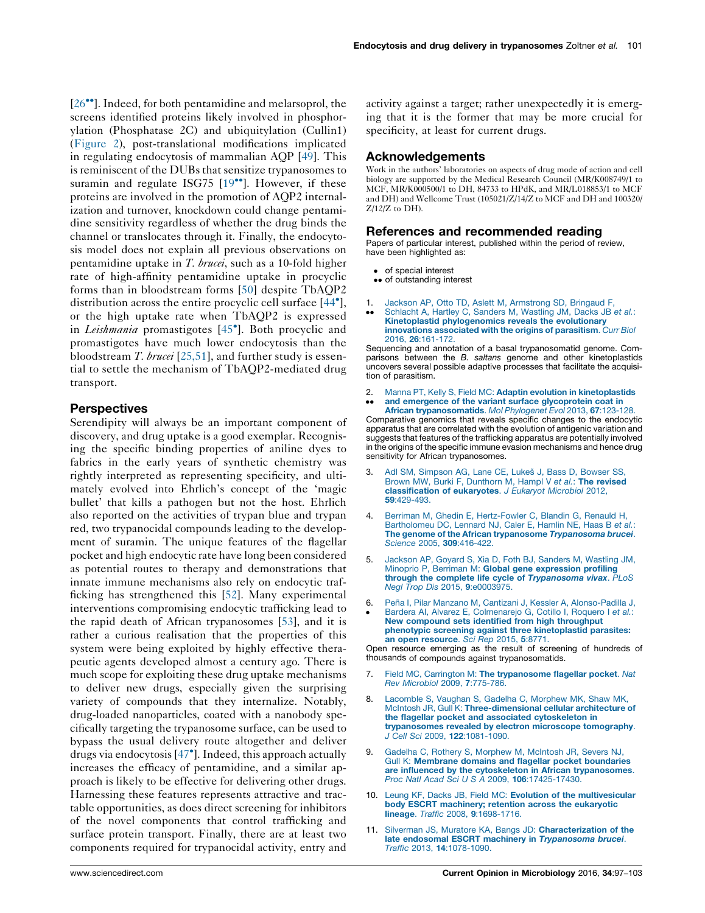[26••]. Indeed, for both pentamidine and melarsoprol, the screens identified proteins likely involved in phosphorylation (Phosphatase 2C) and ubiquitylation (Cullin1) (Figure 2), post-translational modifications implicated in regulating endocytosis of mammalian AQP [49]. This is reminiscent of the DUBs that sensitize trypanosomes to suramin and regulate ISG75 [19••]. However, if these proteins are involved in the promotion of AQP2 internalization and turnover, knockdown could change pentamidine sensitivity regardless of whether the drug binds the channel or translocates through it. Finally, the endocytosis model does not explain all previous observations on pentamidine uptake in *T. brucei*, such as a 10-fold higher rate of high-affinity pentamidine uptake in procyclic forms than in bloodstream forms [50] despite TbAQP2 distribution across the entire procyclic cell surface [44•], or the high uptake rate when TbAQP2 is expressed in *Leishmania* promastigotes [45•]. Both procyclic and promastigotes have much lower endocytosis than the bloodstream *T. brucei* [25,51], and further study is essential to settle the mechanism of TbAQP2-mediated drug transport.

## Perspectives

Serendipity will always be an important component of discovery, and drug uptake is a good exemplar. Recognising the specific binding properties of aniline dyes to fabrics in the early years of synthetic chemistry was rightly interpreted as representing specificity, and ultimately evolved into Ehrlich's concept of the 'magic bullet' that kills a pathogen but not the host. Ehrlich also reported on the activities of trypan blue and trypan red, two trypanocidal compounds leading to the development of suramin. The unique features of the flagellar pocket and high endocytic rate have long been considered as potential routes to therapy and demonstrations that innate immune mechanisms also rely on endocytic trafficking has strengthened this [52]. Many experimental interventions compromising endocytic trafficking lead to the rapid death of African trypanosomes [53], and it is rather a curious realisation that the properties of this system were being exploited by highly effective therapeutic agents developed almost a century ago. There is much scope for exploiting these drug uptake mechanisms to deliver new drugs, especially given the surprising variety of compounds that they internalize. Notably, drug-loaded nanoparticles, coated with a nanobody specifically targeting the trypanosome surface, can be used to bypass the usual delivery route altogether and deliver drugs via endocytosis [47•]. Indeed, this approach actually increases the efficacy of pentamidine, and a similar approach is likely to be effective for delivering other drugs. Harnessing these features represents attractive and tractable opportunities, as does direct screening for inhibitors of the novel components that control trafficking and surface protein transport. Finally, there are at least two components required for trypanocidal activity, entry and activity against a target; rather unexpectedly it is emerging that it is the former that may be more crucial for specificity, at least for current drugs.

## Acknowledgements

Work in the authors' laboratories on aspects of drug mode of action and cell biology are supported by the Medical Research Council (MR/K008749/1 to MCF, MR/K000500/1 to DH, 84733 to HPdK, and MR/L018853/1 to MCF and DH) and Wellcome Trust (105021/Z/14/Z to MCF and DH and 100320/Z/12/Z to DH).

## References and recommended reading

Papers of particular interest, published within the period of review, have been highlighted as:

- • of special interest
- •• of outstanding interest

1. •• Jackson AP, Otto TD, Aslett M, Armstrong SD, Bringaud F, Schlacht A, Hartley C, Sanders M, Wastling JM, Dacks JB *et al.*: **Kinetoplastid phylogenomics reveals the evolutionary innovations associated with the origins of parasitism**. *Curr Biol* 2016, **26**:161-172.
Sequencing and annotation of a basal trypanosomatid genome. Comparisons between the *B. saltans* genome and other kinetoplastids uncovers several possible adaptive processes that facilitate the acquisition of parasitism.

2. •• Manna PT, Kelly S, Field MC: **Adaptin evolution in kinetoplastids and emergence of the variant surface glycoprotein coat in African trypanosomatids**. *Mol Phylogenet Evol* 2013, **67**:123-128.
Comparative genomics that reveals specific changes to the endocytic apparatus that are correlated with the evolution of antigenic variation and suggests that features of the trafficking apparatus are potentially involved in the origins of the specific immune evasion mechanisms and hence drug sensitivity for African trypanosomes.

3. Adl SM, Simpson AG, Lane CE, Lukeš J, Bass D, Bowser SS, Brown MW, Burki F, Dunthorn M, Hampl V *et al.*: **The revised classification of eukaryotes**. *J Eukaryot Microbiol* 2012, **59**:429-493.

4. Berriman M, Ghedin E, Hertz-Fowler C, Blandin G, Renauld H, Bartholomeu DC, Lennard NJ, Caler E, Hamlin NE, Haas B *et al.*: **The genome of the African trypanosome *Trypanosoma brucei***. *Science* 2005, **309**:416-422.

5. Jackson AP, Goyard S, Xia D, Foth BJ, Sanders M, Wastling JM, Minoprio P, Berriman M: **Global gene expression profiling through the complete life cycle of *Trypanosoma vivax***. *PLoS Negl Trop Dis* 2015, **9**:e0003975.

6. • Peña I, Pilar Manzano M, Cantizani J, Kessler A, Alonso-Padilla J, Bardera AI, Alvarez E, Colmenarejo G, Cotillo I, Roquero I *et al.*: **New compound sets identified from high throughput phenotypic screening against three kinetoplastid parasites: an open resource**. *Sci Rep* 2015, **5**:8771.
Open resource emerging as the result of screening of hundreds of thousands of compounds against trypanosomatids.

7. Field MC, Carrington M: **The trypanosome flagellar pocket**. *Nat Rev Microbiol* 2009, **7**:775-786.

8. Lacomble S, Vaughan S, Gadelha C, Morphew MK, Shaw MK, McIntosh JR, Gull K: **Three-dimensional cellular architecture of the flagellar pocket and associated cytoskeleton in trypanosomes revealed by electron microscope tomography**. *J Cell Sci* 2009, **122**:1081-1090.

9. Gadelha C, Rothery S, Morphew M, McIntosh JR, Severs NJ, Gull K: **Membrane domains and flagellar pocket boundaries are influenced by the cytoskeleton in African trypanosomes**. *Proc Natl Acad Sci U S A* 2009, **106**:17425-17430.

10. Leung KF, Dacks JB, Field MC: **Evolution of the multivesicular body ESCRT machinery; retention across the eukaryotic lineage**. *Traffic* 2008, **9**:1698-1716.

11. Silverman JS, Muratore KA, Bangs JD: **Characterization of the late endosomal ESCRT machinery in *Trypanosoma brucei***. *Traffic* 2013, **14**:1078-1090.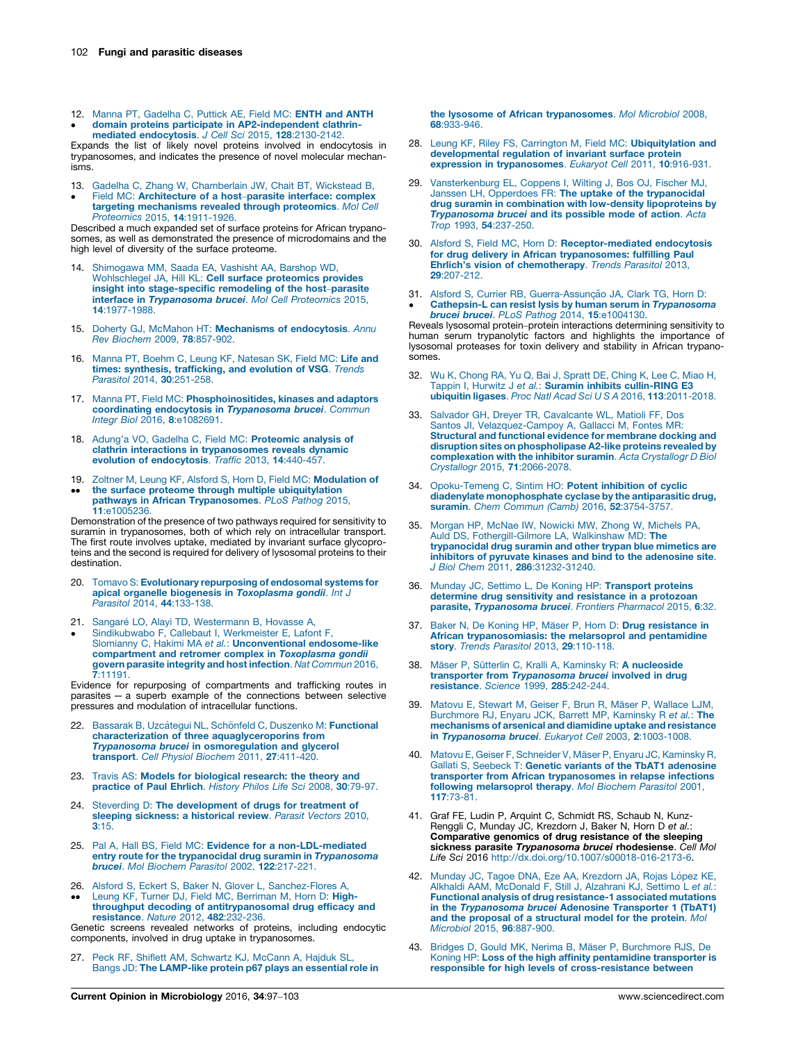12. Manna PT, Gadelha C, Puttick AE, Field MC: **ENTH and ANTH domain proteins participate in AP2-independent clathrin-mediated endocytosis**. *J Cell Sci* 2015, **128**:2130-2142.
•
Expands the list of likely novel proteins involved in endocytosis in trypanosomes, and indicates the presence of novel molecular mechanisms.

13. Gadelha C, Zhang W, Chamberlain JW, Chait BT, Wickstead B, Field MC: **Architecture of a host–parasite interface: complex targeting mechanisms revealed through proteomics**. *Mol Cell Proteomics* 2015, **14**:1911-1926.
•
Described a much expanded set of surface proteins for African trypanosomes, as well as demonstrated the presence of microdomains and the high level of diversity of the surface proteome.

14. Shimogawa MM, Saada EA, Vashisht AA, Barshop WD, Wohlschlegel JA, Hill KL: **Cell surface proteomics provides insight into stage-specific remodeling of the host–parasite interface in *Trypanosoma brucei***. *Mol Cell Proteomics* 2015, **14**:1977-1988.

15. Doherty GJ, McMahon HT: **Mechanisms of endocytosis**. *Annu Rev Biochem* 2009, **78**:857-902.

16. Manna PT, Boehm C, Leung KF, Natesan SK, Field MC: **Life and times: synthesis, trafficking, and evolution of VSG**. *Trends Parasitol* 2014, **30**:251-258.

17. Manna PT, Field MC: **Phosphoinositides, kinases and adaptors coordinating endocytosis in *Trypanosoma brucei***. *Commun Integr Biol* 2016, **8**:e1082691.

18. Adung'a VO, Gadelha C, Field MC: **Proteomic analysis of clathrin interactions in trypanosomes reveals dynamic evolution of endocytosis**. *Traffic* 2013, **14**:440-457.

19. Zoltner M, Leung KF, Alsford S, Horn D, Field MC: **Modulation of the surface proteome through multiple ubiquitylation pathways in African Trypanosomes**. *PLoS Pathog* 2015, **11**:e1005236.
••
Demonstration of the presence of two pathways required for sensitivity to suramin in trypanosomes, both of which rely on intracellular transport. The first route involves uptake, mediated by invariant surface glycoproteins and the second is required for delivery of lysosomal proteins to their destination.

20. Tomavo S: **Evolutionary repurposing of endosomal systems for apical organelle biogenesis in *Toxoplasma gondii***. *Int J Parasitol* 2014, **44**:133-138.

21. Sangaré LO, Alayi TD, Westermann B, Hovasse A, Sindikubwabo F, Callebaut I, Werkmeister E, Lafont F, Slomianny C, Hakimi MA *et al.*: **Unconventional endosome-like compartment and retromer complex in *Toxoplasma gondii* govern parasite integrity and host infection**. *Nat Commun* 2016, **7**:11191.
•
Evidence for repurposing of compartments and trafficking routes in parasites — a superb example of the connections between selective pressures and modulation of intracellular functions.

22. Bassarak B, Uzcátegui NL, Schönfeld C, Duszenko M: **Functional characterization of three aquaglyceroporins from *Trypanosoma brucei* in osmoregulation and glycerol transport**. *Cell Physiol Biochem* 2011, **27**:411-420.

23. Travis AS: **Models for biological research: the theory and practice of Paul Ehrlich**. *History Philos Life Sci* 2008, **30**:79-97.

24. Steverding D: **The development of drugs for treatment of sleeping sickness: a historical review**. *Parasit Vectors* 2010, **3**:15.

25. Pal A, Hall BS, Field MC: **Evidence for a non-LDL-mediated entry route for the trypanocidal drug suramin in *Trypanosoma brucei***. *Mol Biochem Parasitol* 2002, **122**:217-221.

26. Alsford S, Eckert S, Baker N, Glover L, Sanchez-Flores A, Leung KF, Turner DJ, Field MC, Berriman M, Horn D: **High-throughput decoding of antitrypanosomal drug efficacy and resistance**. *Nature* 2012, **482**:232-236.
••
Genetic screens revealed networks of proteins, including endocytic components, involved in drug uptake in trypanosomes.

27. Peck RF, Shiflett AM, Schwartz KJ, McCann A, Hajduk SL, Bangs JD: **The LAMP-like protein p67 plays an essential role in the lysosome of African trypanosomes**. *Mol Microbiol* 2008, **68**:933-946.

28. Leung KF, Riley FS, Carrington M, Field MC: **Ubiquitylation and developmental regulation of invariant surface protein expression in trypanosomes**. *Eukaryot Cell* 2011, **10**:916-931.

29. Vansterkenburg EL, Coppens I, Wilting J, Bos OJ, Fischer MJ, Janssen LH, Opperdoes FR: **The uptake of the trypanocidal drug suramin in combination with low-density lipoproteins by *Trypanosoma brucei* and its possible mode of action**. *Acta Trop* 1993, **54**:237-250.

30. Alsford S, Field MC, Horn D: **Receptor-mediated endocytosis for drug delivery in African trypanosomes: fulfilling Paul Ehrlich's vision of chemotherapy**. *Trends Parasitol* 2013, **29**:207-212.

31. Alsford S, Currier RB, Guerra-Assunção JA, Clark TG, Horn D: **Cathepsin-L can resist lysis by human serum in *Trypanosoma brucei brucei***. *PLoS Pathog* 2014, **15**:e1004130.
•
Reveals lysosomal protein–protein interactions determining sensitivity to human serum trypanolytic factors and highlights the importance of lysosomal proteases for toxin delivery and stability in African trypanosomes.

32. Wu K, Chong RA, Yu Q, Bai J, Spratt DE, Ching K, Lee C, Miao H, Tappin I, Hurwitz J *et al.*: **Suramin inhibits cullin-RING E3 ubiquitin ligases**. *Proc Natl Acad Sci U S A* 2016, **113**:2011-2018.

33. Salvador GH, Dreyer TR, Cavalcante WL, Matioli FF, Dos Santos JI, Velazquez-Campoy A, Gallacci M, Fontes MR: **Structural and functional evidence for membrane docking and disruption sites on phospholipase A2-like proteins revealed by complexation with the inhibitor suramin**. *Acta Crystallogr D Biol Crystallogr* 2015, **71**:2066-2078.

34. Opoku-Temeng C, Sintim HO: **Potent inhibition of cyclic diadenylate monophosphate cyclase by the antiparasitic drug, suramin**. *Chem Commun (Camb)* 2016, **52**:3754-3757.

35. Morgan HP, McNae IW, Nowicki MW, Zhong W, Michels PA, Auld DS, Fothergill-Gilmore LA, Walkinshaw MD: **The trypanocidal drug suramin and other trypan blue mimetics are inhibitors of pyruvate kinases and bind to the adenosine site**. *J Biol Chem* 2011, **286**:31232-31240.

36. Munday JC, Settimo L, De Koning HP: **Transport proteins determine drug sensitivity and resistance in a protozoan parasite, *Trypanosoma brucei***. *Frontiers Pharmacol* 2015, **6**:32.

37. Baker N, De Koning HP, Mäser P, Horn D: **Drug resistance in African trypanosomiasis: the melarsoprol and pentamidine story**. *Trends Parasitol* 2013, **29**:110-118.

38. Mäser P, Sütterlin C, Kralli A, Kaminsky R: **A nucleoside transporter from *Trypanosoma brucei* involved in drug resistance**. *Science* 1999, **285**:242-244.

39. Matovu E, Stewart M, Geiser F, Brun R, Mäser P, Wallace LJM, Burchmore RJ, Enyaru JCK, Barrett MP, Kaminsky R *et al.*: **The mechanisms of arsenical and diamidine uptake and resistance in *Trypanosoma brucei***. *Eukaryot Cell* 2003, **2**:1003-1008.

40. Matovu E, Geiser F, Schneider V, Mäser P, Enyaru JC, Kaminsky R, Gallati S, Seebeck T: **Genetic variants of the TbAT1 adenosine transporter from African trypanosomes in relapse infections following melarsoprol therapy**. *Mol Biochem Parasitol* 2001, **117**:73-81.

41. Graf FE, Ludin P, Arquint C, Schmidt RS, Schaub N, Kunz-Renggli C, Munday JC, Krezdorn J, Baker N, Horn D *et al.*: **Comparative genomics of drug resistance of the sleeping sickness parasite *Trypanosoma brucei* rhodesiense**. *Cell Mol Life Sci* 2016 http://dx.doi.org/10.1007/s00018-016-2173-6.

42. Munday JC, Tagoe DNA, Eze AA, Krezdorn JA, Rojas López KE, Alkhaldi AAM, McDonald F, Still J, Alzahrani KJ, Settimo L *et al.*: **Functional analysis of drug resistance-1 associated mutations in the *Trypanosoma brucei* Adenosine Transporter 1 (TbAT1) and the proposal of a structural model for the protein**. *Mol Microbiol* 2015, **96**:887-900.

43. Bridges D, Gould MK, Nerima B, Mäser P, Burchmore RJS, De Koning HP: **Loss of the high affinity pentamidine transporter is responsible for high levels of cross-resistance between**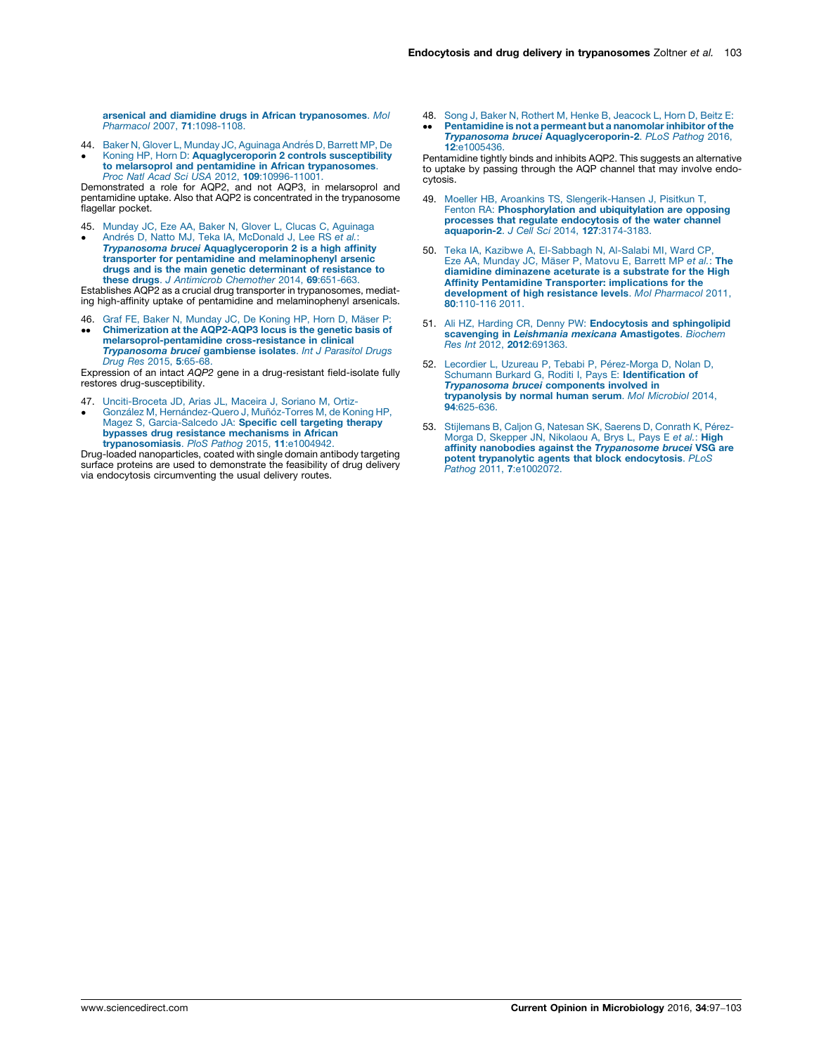arsenical and diamidine drugs in African trypanosomes. *Mol Pharmacol* 2007, **71**:1098-1108.

44. Baker N, Glover L, Munday JC, Aguinaga Andrés D, Barrett MP, De
• Koning HP, Horn D: **Aquaglyceroporin 2 controls susceptibility to melarsoprol and pentamidine in African trypanosomes**. *Proc Natl Acad Sci USA* 2012, **109**:10996-11001.

Demonstrated a role for AQP2, and not AQP3, in melarsoprol and pentamidine uptake. Also that AQP2 is concentrated in the trypanosome flagellar pocket.

45. Munday JC, Eze AA, Baker N, Glover L, Clucas C, Aguinaga
• Andrés D, Natto MJ, Teka IA, McDonald J, Lee RS *et al.*: ***Trypanosoma brucei* Aquaglyceroporin 2 is a high affinity transporter for pentamidine and melaminophenyl arsenic drugs and is the main genetic determinant of resistance to these drugs**. *J Antimicrob Chemother* 2014, **69**:651-663.

Establishes AQP2 as a crucial drug transporter in trypanosomes, mediating high-affinity uptake of pentamidine and melaminophenyl arsenicals.

46. Graf FE, Baker N, Munday JC, De Koning HP, Horn D, Mäser P:
•• **Chimerization at the AQP2-AQP3 locus is the genetic basis of melarsoprol-pentamidine cross-resistance in clinical *Trypanosoma brucei* gambiense isolates**. *Int J Parasitol Drugs Drug Res* 2015, **5**:65-68.

Expression of an intact *AQP2* gene in a drug-resistant field-isolate fully restores drug-susceptibility.

47. Unciti-Broceta JD, Arias JL, Maceira J, Soriano M, Ortiz-
• González M, Hernández-Quero J, Muñóz-Torres M, de Koning HP, Magez S, Garcia-Salcedo JA: **Specific cell targeting therapy bypasses drug resistance mechanisms in African trypanosomiasis**. *PloS Pathog* 2015, **11**:e1004942.

Drug-loaded nanoparticles, coated with single domain antibody targeting surface proteins are used to demonstrate the feasibility of drug delivery via endocytosis circumventing the usual delivery routes.

48. Song J, Baker N, Rothert M, Henke B, Jeacock L, Horn D, Beitz E:
•• **Pentamidine is not a permeant but a nanomolar inhibitor of the *Trypanosoma brucei* Aquaglyceroporin-2**. *PLoS Pathog* 2016, **12**:e1005436.

Pentamidine tightly binds and inhibits AQP2. This suggests an alternative to uptake by passing through the AQP channel that may involve endocytosis.

49. Moeller HB, Aroankins TS, Slengerik-Hansen J, Pisitkun T, Fenton RA: **Phosphorylation and ubiquitylation are opposing processes that regulate endocytosis of the water channel aquaporin-2**. *J Cell Sci* 2014, **127**:3174-3183.

50. Teka IA, Kazibwe A, El-Sabbagh N, Al-Salabi MI, Ward CP, Eze AA, Munday JC, Mäser P, Matovu E, Barrett MP *et al.*: **The diamidine diminazene aceturate is a substrate for the High Affinity Pentamidine Transporter: implications for the development of high resistance levels**. *Mol Pharmacol* 2011, **80**:110-116 2011.

51. Ali HZ, Harding CR, Denny PW: **Endocytosis and sphingolipid scavenging in *Leishmania mexicana* Amastigotes**. *Biochem Res Int* 2012, **2012**:691363.

52. Lecordier L, Uzureau P, Tebabi P, Pérez-Morga D, Nolan D, Schumann Burkard G, Roditi I, Pays E: **Identification of *Trypanosoma brucei* components involved in trypanolysis by normal human serum**. *Mol Microbiol* 2014, **94**:625-636.

53. Stijlemans B, Caljon G, Natesan SK, Saerens D, Conrath K, Pérez-Morga D, Skepper JN, Nikolaou A, Brys L, Pays E *et al.*: **High affinity nanobodies against the *Trypanosome brucei* VSG are potent trypanolytic agents that block endocytosis**. *PLoS Pathog* 2011, **7**:e1002072.